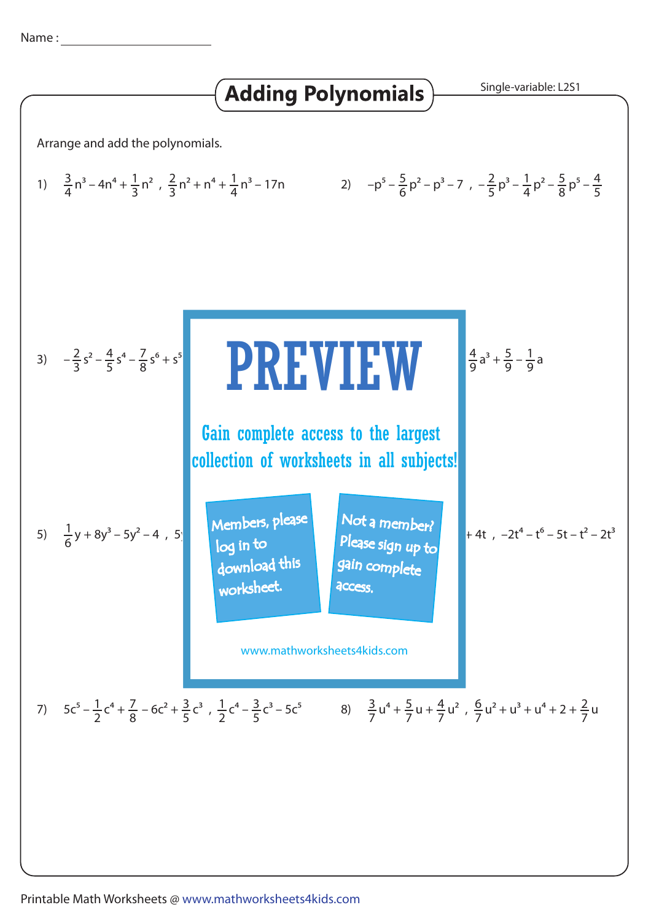Name : ______________________

# Adding Polynomials

Single-variable: L2S1

Arrange and add the polynomials.

1) $\frac{3}{4}n^3 - 4n^4 + \frac{1}{3}n^2$ , $\frac{2}{3}n^2 + n^4 + \frac{1}{4}n^3 - 17n$

2) $-p^5 - \frac{5}{6}p^2 - p^3 - 7$ , $-\frac{2}{5}p^3 - \frac{1}{4}p^2 - \frac{5}{8}p^5 - \frac{4}{5}$

3) $-\frac{2}{3}s^2 - \frac{4}{5}s^4 - \frac{7}{8}s^6 + s^5$ ... $\frac{4}{9}a^3 + \frac{5}{9} - \frac{1}{9}a$

**PREVIEW**

Gain complete access to the largest collection of worksheets in all subjects!

Members, please log in to download this worksheet.

Not a member? Please sign up to gain complete access.

www.mathworksheets4kids.com

5) $\frac{1}{6}y + 8y^3 - 5y^2 - 4$ , $5$ ... $+ 4t$ , $-2t^4 - t^6 - 5t - t^2 - 2t^3$

7) $5c^5 - \frac{1}{2}c^4 + \frac{7}{8} - 6c^2 + \frac{3}{5}c^3$ , $\frac{1}{2}c^4 - \frac{3}{5}c^3 - 5c^5$

8) $\frac{3}{7}u^4 + \frac{5}{7}u + \frac{4}{7}u^2$ , $\frac{6}{7}u^2 + u^3 + u^4 + 2 + \frac{2}{7}u$

Printable Math Worksheets @ www.mathworksheets4kids.com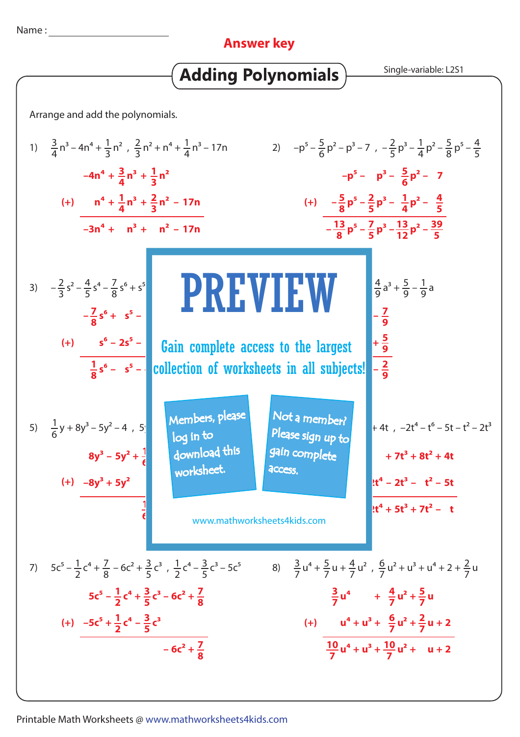Name : ______________________

**Answer key**

# Adding Polynomials

Single-variable: L2S1

Arrange and add the polynomials.

1) $\frac{3}{4}n^3 - 4n^4 + \frac{1}{3}n^2$ , $\frac{2}{3}n^2 + n^4 + \frac{1}{4}n^3 - 17n$

$$\begin{array}{rl} & -4n^4 + \frac{3}{4}n^3 + \frac{1}{3}n^2 \\ (+) & n^4 + \frac{1}{4}n^3 + \frac{2}{3}n^2 - 17n \\ \hline & -3n^4 + n^3 + n^2 - 17n \end{array}$$

2) $-p^5 - \frac{5}{6}p^2 - p^3 - 7$ , $-\frac{2}{5}p^3 - \frac{1}{4}p^2 - \frac{5}{8}p^5 - \frac{4}{5}$

$$\begin{array}{rl} & -p^5 - p^3 - \frac{5}{6}p^2 - 7 \\ (+) & -\frac{5}{8}p^5 - \frac{2}{5}p^3 - \frac{1}{4}p^2 - \frac{4}{5} \\ \hline & -\frac{13}{8}p^5 - \frac{7}{5}p^3 - \frac{13}{12}p^2 - \frac{39}{5} \end{array}$$

3) $-\frac{2}{3}s^2 - \frac{4}{5}s^4 - \frac{7}{8}s^6 + s^5$ ...

$-\frac{7}{8}s^6 + s^5 -$ ...

(+) $s^6 - 2s^5 -$ ...

$\frac{1}{8}s^6 - s^5 -$ ...

4) ... $\frac{4}{9}a^3 + \frac{5}{9} - \frac{1}{9}a$

... $-\frac{7}{9}$

... $+\frac{5}{9}$

... $-\frac{2}{9}$

PREVIEW

Gain complete access to the largest collection of worksheets in all subjects!

Members, please log in to download this worksheet.

Not a member? Please sign up to gain complete access.

www.mathworksheets4kids.com

5) $\frac{1}{6}y + 8y^3 - 5y^2 - 4$ , 5 ...

$8y^3 - 5y^2 + \frac{1}{6}$ ...

(+) $-8y^3 + 5y^2$ ...

$\frac{1}{6}$ ...

6) ... $+ 4t$ , $-2t^4 - t^6 - 5t - t^2 - 2t^3$

... $+ 7t^3 + 8t^2 + 4t$

... $2t^4 - 2t^3 - t^2 - 5t$

... $2t^4 + 5t^3 + 7t^2 - t$

7) $5c^5 - \frac{1}{2}c^4 + \frac{7}{8} - 6c^2 + \frac{3}{5}c^3$ , $\frac{1}{2}c^4 - \frac{3}{5}c^3 - 5c^5$

$$\begin{array}{rl} & 5c^5 - \frac{1}{2}c^4 + \frac{3}{5}c^3 - 6c^2 + \frac{7}{8} \\ (+) & -5c^5 + \frac{1}{2}c^4 - \frac{3}{5}c^3 \\ \hline & -6c^2 + \frac{7}{8} \end{array}$$

8) $\frac{3}{7}u^4 + \frac{5}{7}u + \frac{4}{7}u^2$ , $\frac{6}{7}u^2 + u^3 + u^4 + 2 + \frac{2}{7}u$

$$\begin{array}{rl} & \frac{3}{7}u^4 + \frac{4}{7}u^2 + \frac{5}{7}u \\ (+) & u^4 + u^3 + \frac{6}{7}u^2 + \frac{2}{7}u + 2 \\ \hline & \frac{10}{7}u^4 + u^3 + \frac{10}{7}u^2 + u + 2 \end{array}$$

Printable Math Worksheets @ www.mathworksheets4kids.com